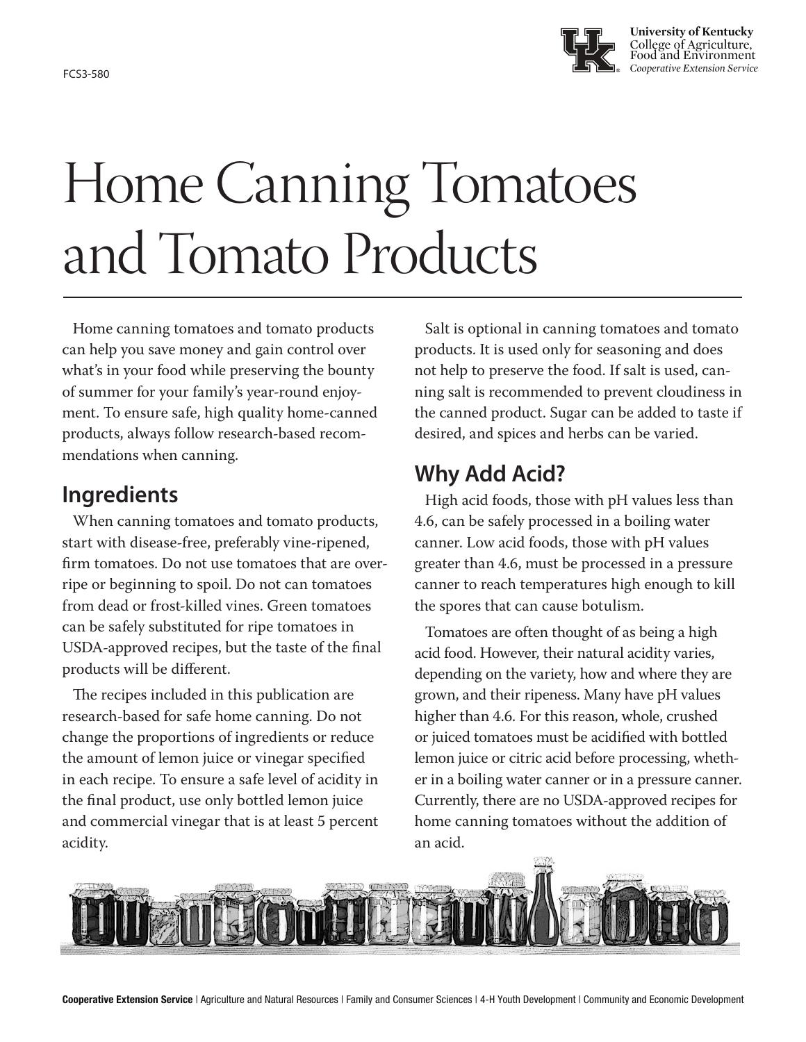FCS3-580

University of Kentucky
College of Agriculture, Food and Environment
*Cooperative Extension Service*

# Home Canning Tomatoes and Tomato Products

Home canning tomatoes and tomato products can help you save money and gain control over what's in your food while preserving the bounty of summer for your family's year-round enjoyment. To ensure safe, high quality home-canned products, always follow research-based recommendations when canning.

## Ingredients

When canning tomatoes and tomato products, start with disease-free, preferably vine-ripened, firm tomatoes. Do not use tomatoes that are overripe or beginning to spoil. Do not can tomatoes from dead or frost-killed vines. Green tomatoes can be safely substituted for ripe tomatoes in USDA-approved recipes, but the taste of the final products will be different.

The recipes included in this publication are research-based for safe home canning. Do not change the proportions of ingredients or reduce the amount of lemon juice or vinegar specified in each recipe. To ensure a safe level of acidity in the final product, use only bottled lemon juice and commercial vinegar that is at least 5 percent acidity.

Salt is optional in canning tomatoes and tomato products. It is used only for seasoning and does not help to preserve the food. If salt is used, canning salt is recommended to prevent cloudiness in the canned product. Sugar can be added to taste if desired, and spices and herbs can be varied.

## Why Add Acid?

High acid foods, those with pH values less than 4.6, can be safely processed in a boiling water canner. Low acid foods, those with pH values greater than 4.6, must be processed in a pressure canner to reach temperatures high enough to kill the spores that can cause botulism.

Tomatoes are often thought of as being a high acid food. However, their natural acidity varies, depending on the variety, how and where they are grown, and their ripeness. Many have pH values higher than 4.6. For this reason, whole, crushed or juiced tomatoes must be acidified with bottled lemon juice or citric acid before processing, whether in a boiling water canner or in a pressure canner. Currently, there are no USDA-approved recipes for home canning tomatoes without the addition of an acid.

**Cooperative Extension Service** | Agriculture and Natural Resources | Family and Consumer Sciences | 4-H Youth Development | Community and Economic Development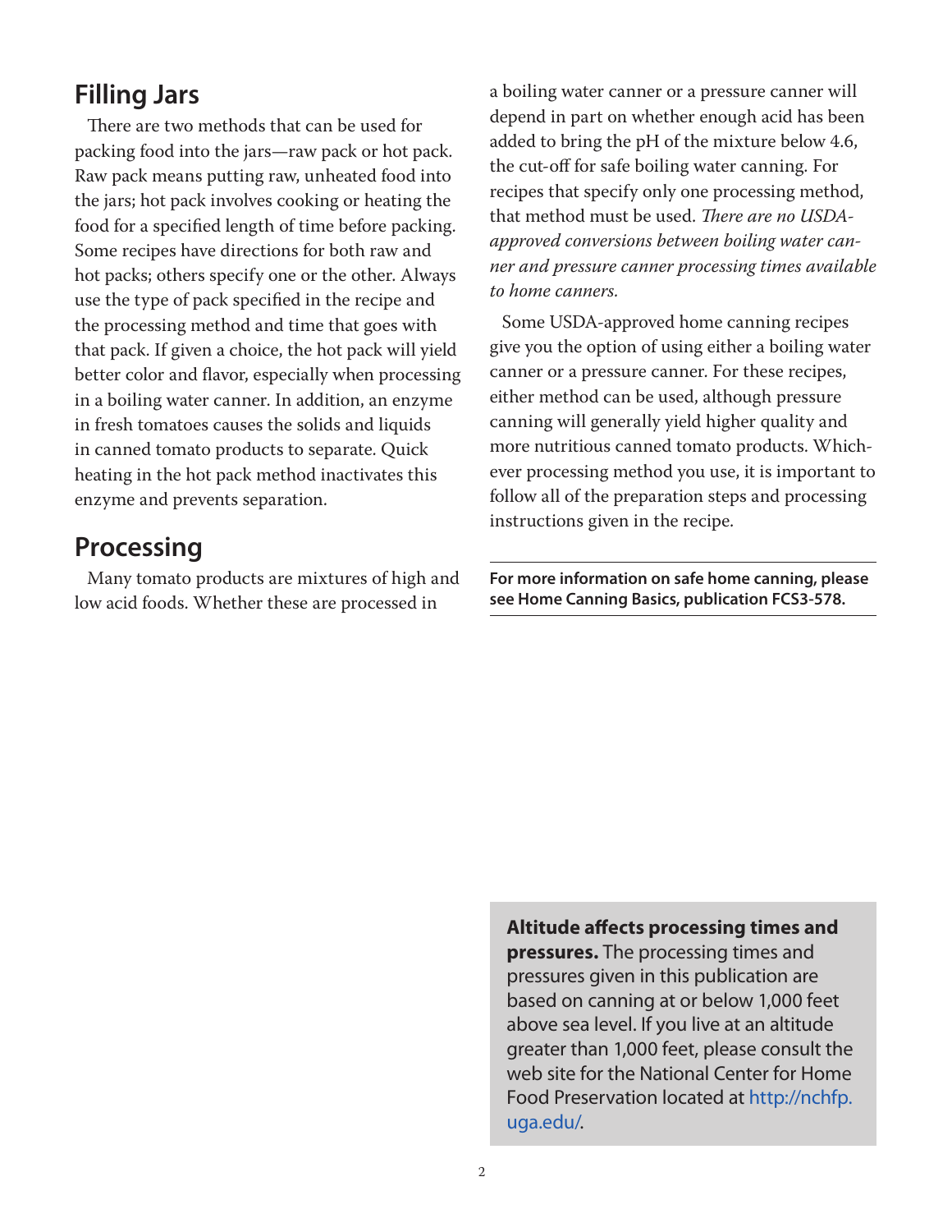## Filling Jars

There are two methods that can be used for packing food into the jars—raw pack or hot pack. Raw pack means putting raw, unheated food into the jars; hot pack involves cooking or heating the food for a specified length of time before packing. Some recipes have directions for both raw and hot packs; others specify one or the other. Always use the type of pack specified in the recipe and the processing method and time that goes with that pack. If given a choice, the hot pack will yield better color and flavor, especially when processing in a boiling water canner. In addition, an enzyme in fresh tomatoes causes the solids and liquids in canned tomato products to separate. Quick heating in the hot pack method inactivates this enzyme and prevents separation.

## Processing

Many tomato products are mixtures of high and low acid foods. Whether these are processed in a boiling water canner or a pressure canner will depend in part on whether enough acid has been added to bring the pH of the mixture below 4.6, the cut-off for safe boiling water canning. For recipes that specify only one processing method, that method must be used. *There are no USDA-approved conversions between boiling water canner and pressure canner processing times available to home canners.*

Some USDA-approved home canning recipes give you the option of using either a boiling water canner or a pressure canner. For these recipes, either method can be used, although pressure canning will generally yield higher quality and more nutritious canned tomato products. Whichever processing method you use, it is important to follow all of the preparation steps and processing instructions given in the recipe.

**For more information on safe home canning, please see Home Canning Basics, publication FCS3-578.**

**Altitude affects processing times and pressures.** The processing times and pressures given in this publication are based on canning at or below 1,000 feet above sea level. If you live at an altitude greater than 1,000 feet, please consult the web site for the National Center for Home Food Preservation located at http://nchfp.uga.edu/.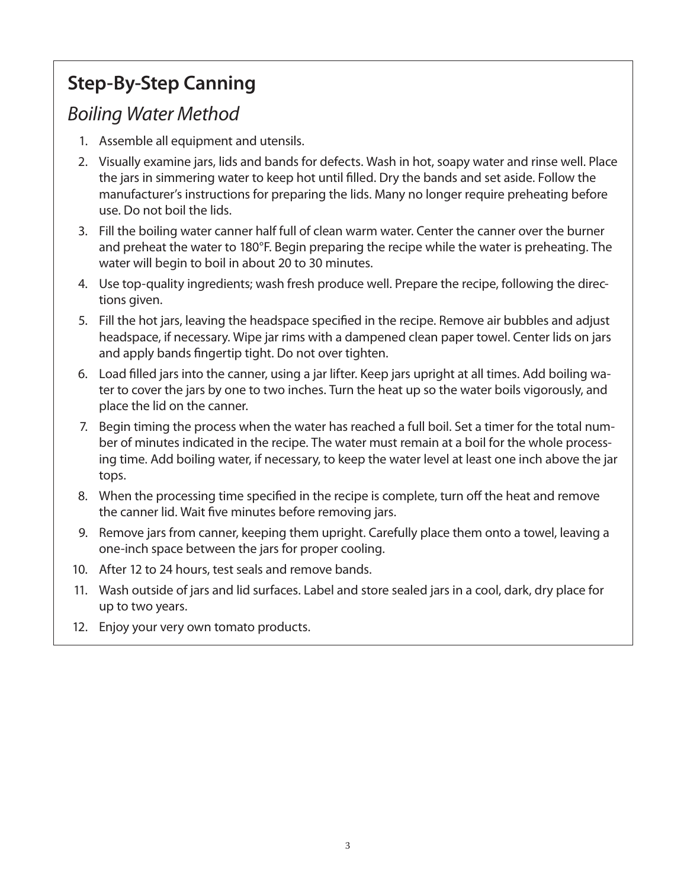## Step-By-Step Canning

### *Boiling Water Method*

1. Assemble all equipment and utensils.
2. Visually examine jars, lids and bands for defects. Wash in hot, soapy water and rinse well. Place the jars in simmering water to keep hot until filled. Dry the bands and set aside. Follow the manufacturer's instructions for preparing the lids. Many no longer require preheating before use. Do not boil the lids.
3. Fill the boiling water canner half full of clean warm water. Center the canner over the burner and preheat the water to 180°F. Begin preparing the recipe while the water is preheating. The water will begin to boil in about 20 to 30 minutes.
4. Use top-quality ingredients; wash fresh produce well. Prepare the recipe, following the directions given.
5. Fill the hot jars, leaving the headspace specified in the recipe. Remove air bubbles and adjust headspace, if necessary. Wipe jar rims with a dampened clean paper towel. Center lids on jars and apply bands fingertip tight. Do not over tighten.
6. Load filled jars into the canner, using a jar lifter. Keep jars upright at all times. Add boiling water to cover the jars by one to two inches. Turn the heat up so the water boils vigorously, and place the lid on the canner.
7. Begin timing the process when the water has reached a full boil. Set a timer for the total number of minutes indicated in the recipe. The water must remain at a boil for the whole processing time. Add boiling water, if necessary, to keep the water level at least one inch above the jar tops.
8. When the processing time specified in the recipe is complete, turn off the heat and remove the canner lid. Wait five minutes before removing jars.
9. Remove jars from canner, keeping them upright. Carefully place them onto a towel, leaving a one-inch space between the jars for proper cooling.
10. After 12 to 24 hours, test seals and remove bands.
11. Wash outside of jars and lid surfaces. Label and store sealed jars in a cool, dark, dry place for up to two years.
12. Enjoy your very own tomato products.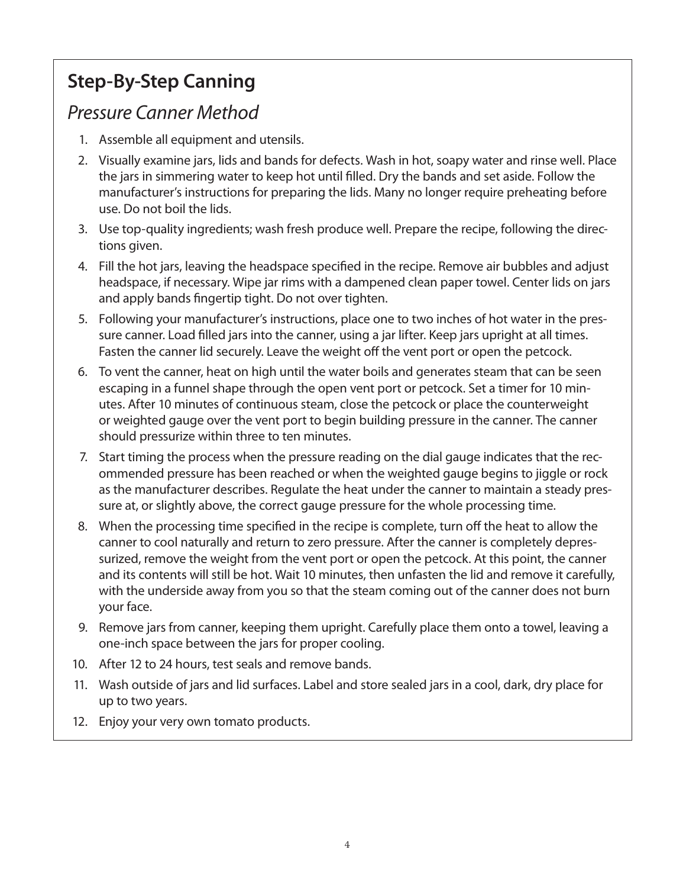## Step-By-Step Canning

### *Pressure Canner Method*

1. Assemble all equipment and utensils.
2. Visually examine jars, lids and bands for defects. Wash in hot, soapy water and rinse well. Place the jars in simmering water to keep hot until filled. Dry the bands and set aside. Follow the manufacturer's instructions for preparing the lids. Many no longer require preheating before use. Do not boil the lids.
3. Use top-quality ingredients; wash fresh produce well. Prepare the recipe, following the directions given.
4. Fill the hot jars, leaving the headspace specified in the recipe. Remove air bubbles and adjust headspace, if necessary. Wipe jar rims with a dampened clean paper towel. Center lids on jars and apply bands fingertip tight. Do not over tighten.
5. Following your manufacturer's instructions, place one to two inches of hot water in the pressure canner. Load filled jars into the canner, using a jar lifter. Keep jars upright at all times. Fasten the canner lid securely. Leave the weight off the vent port or open the petcock.
6. To vent the canner, heat on high until the water boils and generates steam that can be seen escaping in a funnel shape through the open vent port or petcock. Set a timer for 10 minutes. After 10 minutes of continuous steam, close the petcock or place the counterweight or weighted gauge over the vent port to begin building pressure in the canner. The canner should pressurize within three to ten minutes.
7. Start timing the process when the pressure reading on the dial gauge indicates that the recommended pressure has been reached or when the weighted gauge begins to jiggle or rock as the manufacturer describes. Regulate the heat under the canner to maintain a steady pressure at, or slightly above, the correct gauge pressure for the whole processing time.
8. When the processing time specified in the recipe is complete, turn off the heat to allow the canner to cool naturally and return to zero pressure. After the canner is completely depressurized, remove the weight from the vent port or open the petcock. At this point, the canner and its contents will still be hot. Wait 10 minutes, then unfasten the lid and remove it carefully, with the underside away from you so that the steam coming out of the canner does not burn your face.
9. Remove jars from canner, keeping them upright. Carefully place them onto a towel, leaving a one-inch space between the jars for proper cooling.
10. After 12 to 24 hours, test seals and remove bands.
11. Wash outside of jars and lid surfaces. Label and store sealed jars in a cool, dark, dry place for up to two years.
12. Enjoy your very own tomato products.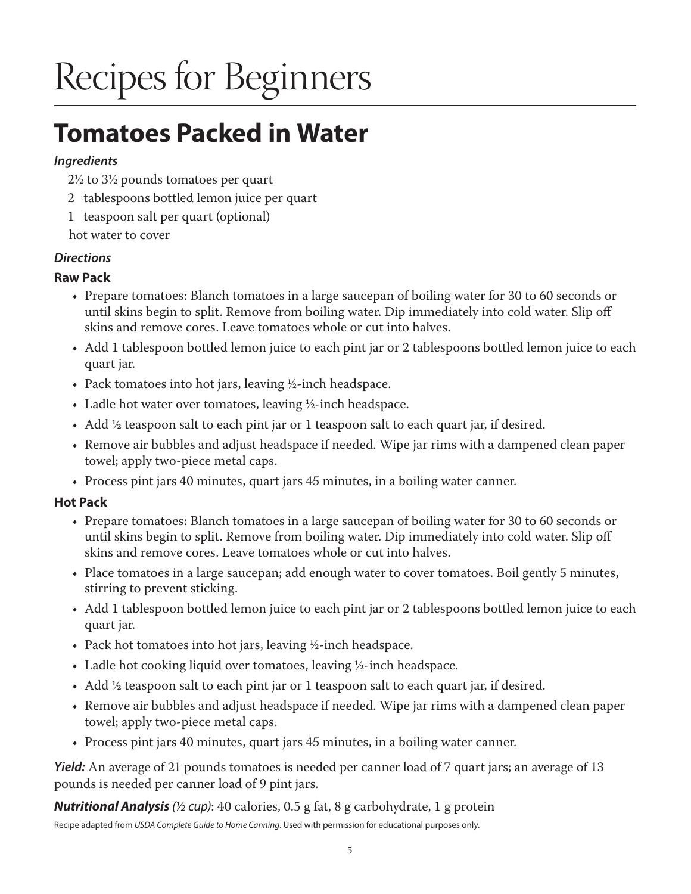# Recipes for Beginners

## Tomatoes Packed in Water

***Ingredients***

2½ to 3½ pounds tomatoes per quart

2 tablespoons bottled lemon juice per quart

1 teaspoon salt per quart (optional)

hot water to cover

***Directions***

**Raw Pack**

- Prepare tomatoes: Blanch tomatoes in a large saucepan of boiling water for 30 to 60 seconds or until skins begin to split. Remove from boiling water. Dip immediately into cold water. Slip off skins and remove cores. Leave tomatoes whole or cut into halves.
- Add 1 tablespoon bottled lemon juice to each pint jar or 2 tablespoons bottled lemon juice to each quart jar.
- Pack tomatoes into hot jars, leaving ½-inch headspace.
- Ladle hot water over tomatoes, leaving ½-inch headspace.
- Add ½ teaspoon salt to each pint jar or 1 teaspoon salt to each quart jar, if desired.
- Remove air bubbles and adjust headspace if needed. Wipe jar rims with a dampened clean paper towel; apply two-piece metal caps.
- Process pint jars 40 minutes, quart jars 45 minutes, in a boiling water canner.

**Hot Pack**

- Prepare tomatoes: Blanch tomatoes in a large saucepan of boiling water for 30 to 60 seconds or until skins begin to split. Remove from boiling water. Dip immediately into cold water. Slip off skins and remove cores. Leave tomatoes whole or cut into halves.
- Place tomatoes in a large saucepan; add enough water to cover tomatoes. Boil gently 5 minutes, stirring to prevent sticking.
- Add 1 tablespoon bottled lemon juice to each pint jar or 2 tablespoons bottled lemon juice to each quart jar.
- Pack hot tomatoes into hot jars, leaving ½-inch headspace.
- Ladle hot cooking liquid over tomatoes, leaving ½-inch headspace.
- Add ½ teaspoon salt to each pint jar or 1 teaspoon salt to each quart jar, if desired.
- Remove air bubbles and adjust headspace if needed. Wipe jar rims with a dampened clean paper towel; apply two-piece metal caps.
- Process pint jars 40 minutes, quart jars 45 minutes, in a boiling water canner.

***Yield:*** An average of 21 pounds tomatoes is needed per canner load of 7 quart jars; an average of 13 pounds is needed per canner load of 9 pint jars.

***Nutritional Analysis** (½ cup)*: 40 calories, 0.5 g fat, 8 g carbohydrate, 1 g protein

Recipe adapted from *USDA Complete Guide to Home Canning*. Used with permission for educational purposes only.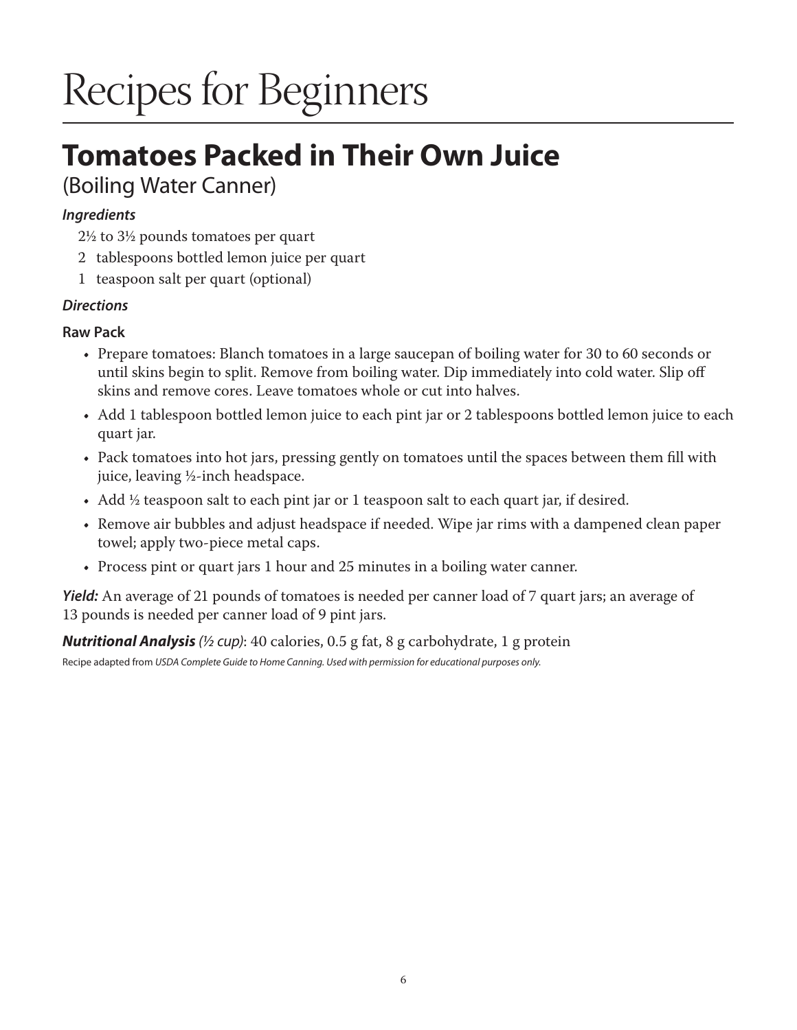# Recipes for Beginners

## Tomatoes Packed in Their Own Juice

(Boiling Water Canner)

***Ingredients***

2½ to 3½ pounds tomatoes per quart
2 tablespoons bottled lemon juice per quart
1 teaspoon salt per quart (optional)

***Directions***

**Raw Pack**

- Prepare tomatoes: Blanch tomatoes in a large saucepan of boiling water for 30 to 60 seconds or until skins begin to split. Remove from boiling water. Dip immediately into cold water. Slip off skins and remove cores. Leave tomatoes whole or cut into halves.
- Add 1 tablespoon bottled lemon juice to each pint jar or 2 tablespoons bottled lemon juice to each quart jar.
- Pack tomatoes into hot jars, pressing gently on tomatoes until the spaces between them fill with juice, leaving ½-inch headspace.
- Add ½ teaspoon salt to each pint jar or 1 teaspoon salt to each quart jar, if desired.
- Remove air bubbles and adjust headspace if needed. Wipe jar rims with a dampened clean paper towel; apply two-piece metal caps.
- Process pint or quart jars 1 hour and 25 minutes in a boiling water canner.

***Yield:*** An average of 21 pounds of tomatoes is needed per canner load of 7 quart jars; an average of 13 pounds is needed per canner load of 9 pint jars.

***Nutritional Analysis** (½ cup)*: 40 calories, 0.5 g fat, 8 g carbohydrate, 1 g protein

Recipe adapted from *USDA Complete Guide to Home Canning. Used with permission for educational purposes only.*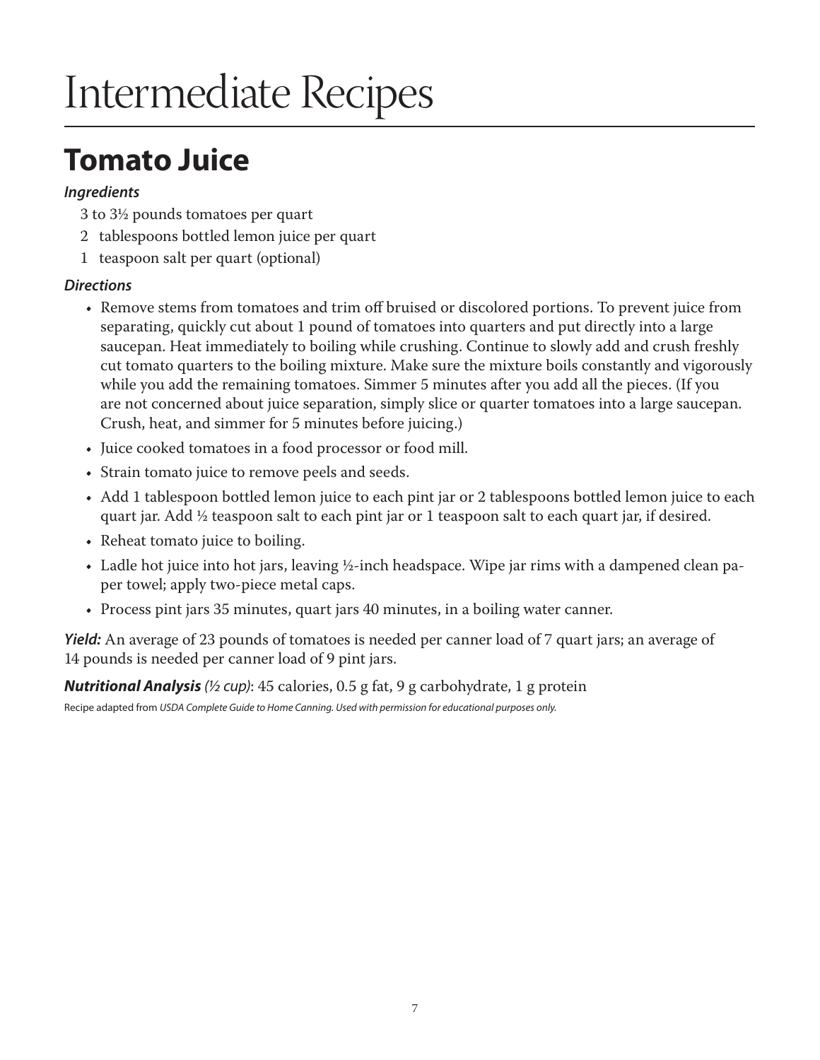# Intermediate Recipes

## Tomato Juice

***Ingredients***

3 to 3½ pounds tomatoes per quart
2 tablespoons bottled lemon juice per quart
1 teaspoon salt per quart (optional)

***Directions***

- Remove stems from tomatoes and trim off bruised or discolored portions. To prevent juice from separating, quickly cut about 1 pound of tomatoes into quarters and put directly into a large saucepan. Heat immediately to boiling while crushing. Continue to slowly add and crush freshly cut tomato quarters to the boiling mixture. Make sure the mixture boils constantly and vigorously while you add the remaining tomatoes. Simmer 5 minutes after you add all the pieces. (If you are not concerned about juice separation, simply slice or quarter tomatoes into a large saucepan. Crush, heat, and simmer for 5 minutes before juicing.)
- Juice cooked tomatoes in a food processor or food mill.
- Strain tomato juice to remove peels and seeds.
- Add 1 tablespoon bottled lemon juice to each pint jar or 2 tablespoons bottled lemon juice to each quart jar. Add ½ teaspoon salt to each pint jar or 1 teaspoon salt to each quart jar, if desired.
- Reheat tomato juice to boiling.
- Ladle hot juice into hot jars, leaving ½-inch headspace. Wipe jar rims with a dampened clean paper towel; apply two-piece metal caps.
- Process pint jars 35 minutes, quart jars 40 minutes, in a boiling water canner.

***Yield:*** An average of 23 pounds of tomatoes is needed per canner load of 7 quart jars; an average of 14 pounds is needed per canner load of 9 pint jars.

***Nutritional Analysis*** *(½ cup)*: 45 calories, 0.5 g fat, 9 g carbohydrate, 1 g protein

Recipe adapted from *USDA Complete Guide to Home Canning. Used with permission for educational purposes only.*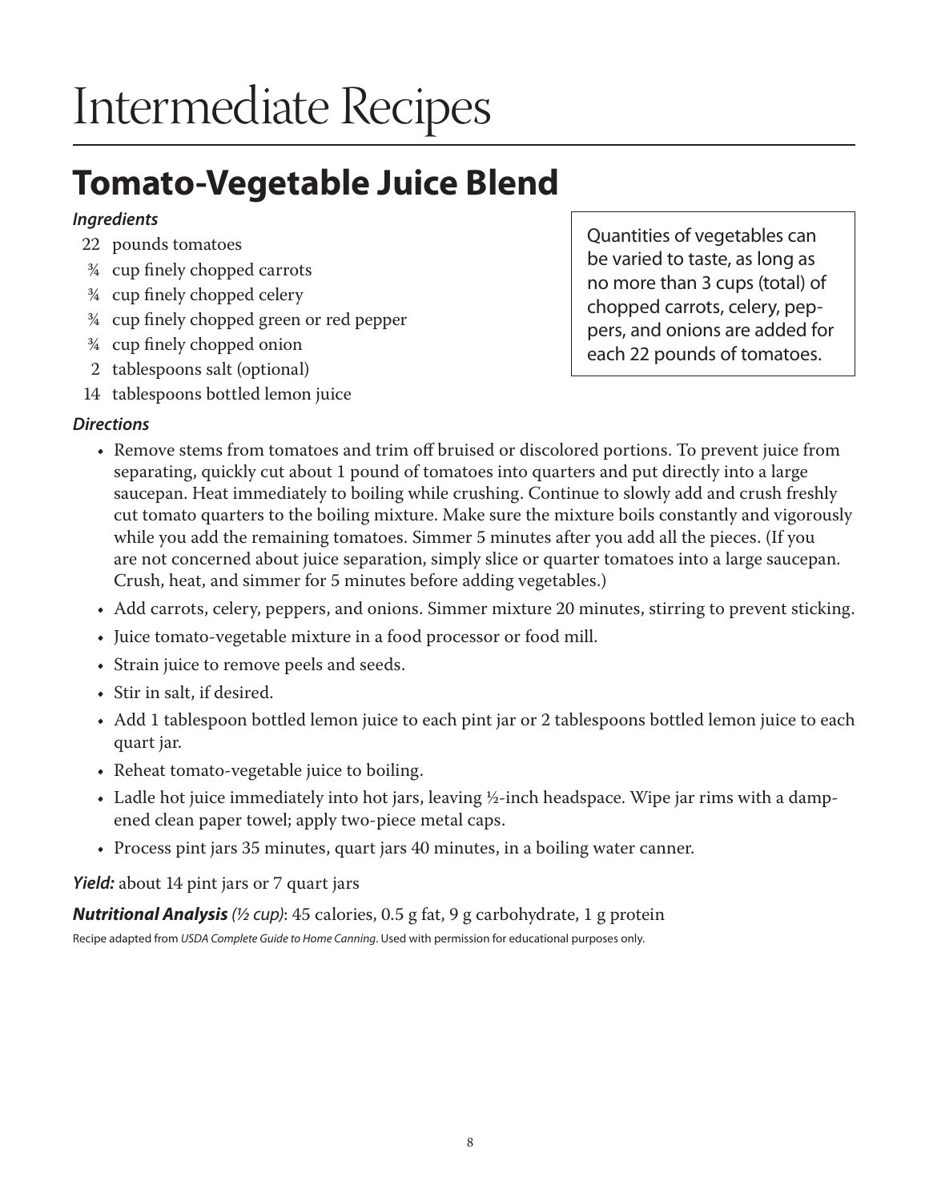# Intermediate Recipes

## Tomato-Vegetable Juice Blend

***Ingredients***

- 22 pounds tomatoes
- ¾ cup finely chopped carrots
- ¾ cup finely chopped celery
- ¾ cup finely chopped green or red pepper
- ¾ cup finely chopped onion
- 2 tablespoons salt (optional)
- 14 tablespoons bottled lemon juice

Quantities of vegetables can be varied to taste, as long as no more than 3 cups (total) of chopped carrots, celery, peppers, and onions are added for each 22 pounds of tomatoes.

***Directions***

- Remove stems from tomatoes and trim off bruised or discolored portions. To prevent juice from separating, quickly cut about 1 pound of tomatoes into quarters and put directly into a large saucepan. Heat immediately to boiling while crushing. Continue to slowly add and crush freshly cut tomato quarters to the boiling mixture. Make sure the mixture boils constantly and vigorously while you add the remaining tomatoes. Simmer 5 minutes after you add all the pieces. (If you are not concerned about juice separation, simply slice or quarter tomatoes into a large saucepan. Crush, heat, and simmer for 5 minutes before adding vegetables.)
- Add carrots, celery, peppers, and onions. Simmer mixture 20 minutes, stirring to prevent sticking.
- Juice tomato-vegetable mixture in a food processor or food mill.
- Strain juice to remove peels and seeds.
- Stir in salt, if desired.
- Add 1 tablespoon bottled lemon juice to each pint jar or 2 tablespoons bottled lemon juice to each quart jar.
- Reheat tomato-vegetable juice to boiling.
- Ladle hot juice immediately into hot jars, leaving ½-inch headspace. Wipe jar rims with a dampened clean paper towel; apply two-piece metal caps.
- Process pint jars 35 minutes, quart jars 40 minutes, in a boiling water canner.

***Yield:*** about 14 pint jars or 7 quart jars

***Nutritional Analysis*** *(½ cup)*: 45 calories, 0.5 g fat, 9 g carbohydrate, 1 g protein

Recipe adapted from *USDA Complete Guide to Home Canning*. Used with permission for educational purposes only.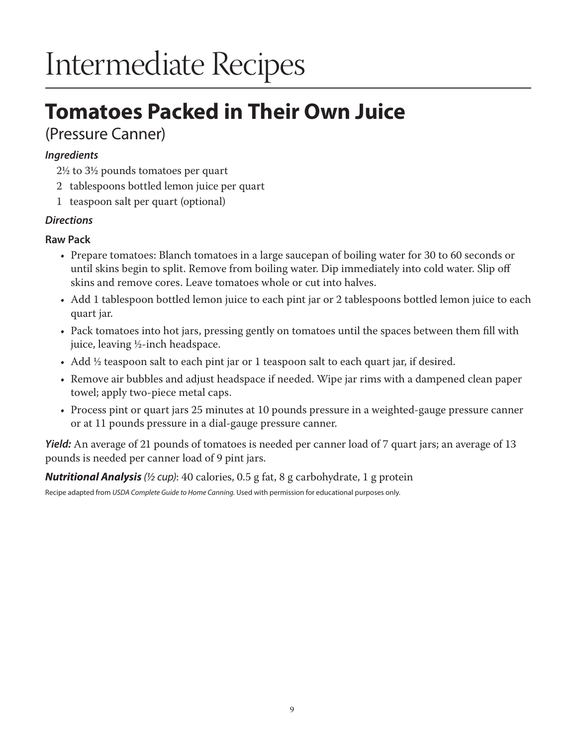# Intermediate Recipes

## Tomatoes Packed in Their Own Juice

(Pressure Canner)

***Ingredients***

- 2½ to 3½ pounds tomatoes per quart
- 2 tablespoons bottled lemon juice per quart
- 1 teaspoon salt per quart (optional)

***Directions***

**Raw Pack**

- Prepare tomatoes: Blanch tomatoes in a large saucepan of boiling water for 30 to 60 seconds or until skins begin to split. Remove from boiling water. Dip immediately into cold water. Slip off skins and remove cores. Leave tomatoes whole or cut into halves.
- Add 1 tablespoon bottled lemon juice to each pint jar or 2 tablespoons bottled lemon juice to each quart jar.
- Pack tomatoes into hot jars, pressing gently on tomatoes until the spaces between them fill with juice, leaving ½-inch headspace.
- Add ½ teaspoon salt to each pint jar or 1 teaspoon salt to each quart jar, if desired.
- Remove air bubbles and adjust headspace if needed. Wipe jar rims with a dampened clean paper towel; apply two-piece metal caps.
- Process pint or quart jars 25 minutes at 10 pounds pressure in a weighted-gauge pressure canner or at 11 pounds pressure in a dial-gauge pressure canner.

***Yield:*** An average of 21 pounds of tomatoes is needed per canner load of 7 quart jars; an average of 13 pounds is needed per canner load of 9 pint jars.

***Nutritional Analysis*** *(½ cup)*: 40 calories, 0.5 g fat, 8 g carbohydrate, 1 g protein

Recipe adapted from *USDA Complete Guide to Home Canning.* Used with permission for educational purposes only.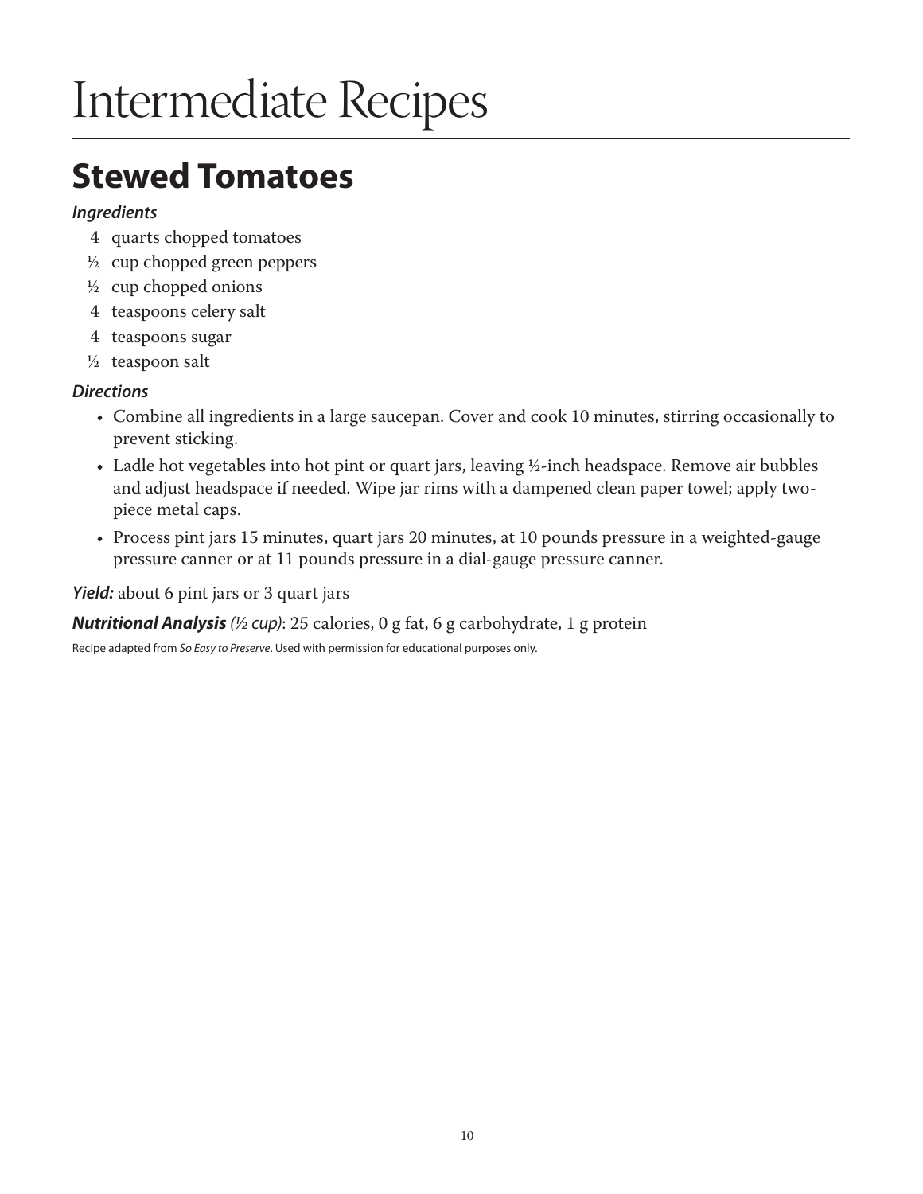# Intermediate Recipes

## Stewed Tomatoes

***Ingredients***

- 4 quarts chopped tomatoes
- ½ cup chopped green peppers
- ½ cup chopped onions
- 4 teaspoons celery salt
- 4 teaspoons sugar
- ½ teaspoon salt

***Directions***

- Combine all ingredients in a large saucepan. Cover and cook 10 minutes, stirring occasionally to prevent sticking.
- Ladle hot vegetables into hot pint or quart jars, leaving ½-inch headspace. Remove air bubbles and adjust headspace if needed. Wipe jar rims with a dampened clean paper towel; apply two-piece metal caps.
- Process pint jars 15 minutes, quart jars 20 minutes, at 10 pounds pressure in a weighted-gauge pressure canner or at 11 pounds pressure in a dial-gauge pressure canner.

***Yield:*** about 6 pint jars or 3 quart jars

***Nutritional Analysis*** *(½ cup)*: 25 calories, 0 g fat, 6 g carbohydrate, 1 g protein

Recipe adapted from *So Easy to Preserve*. Used with permission for educational purposes only.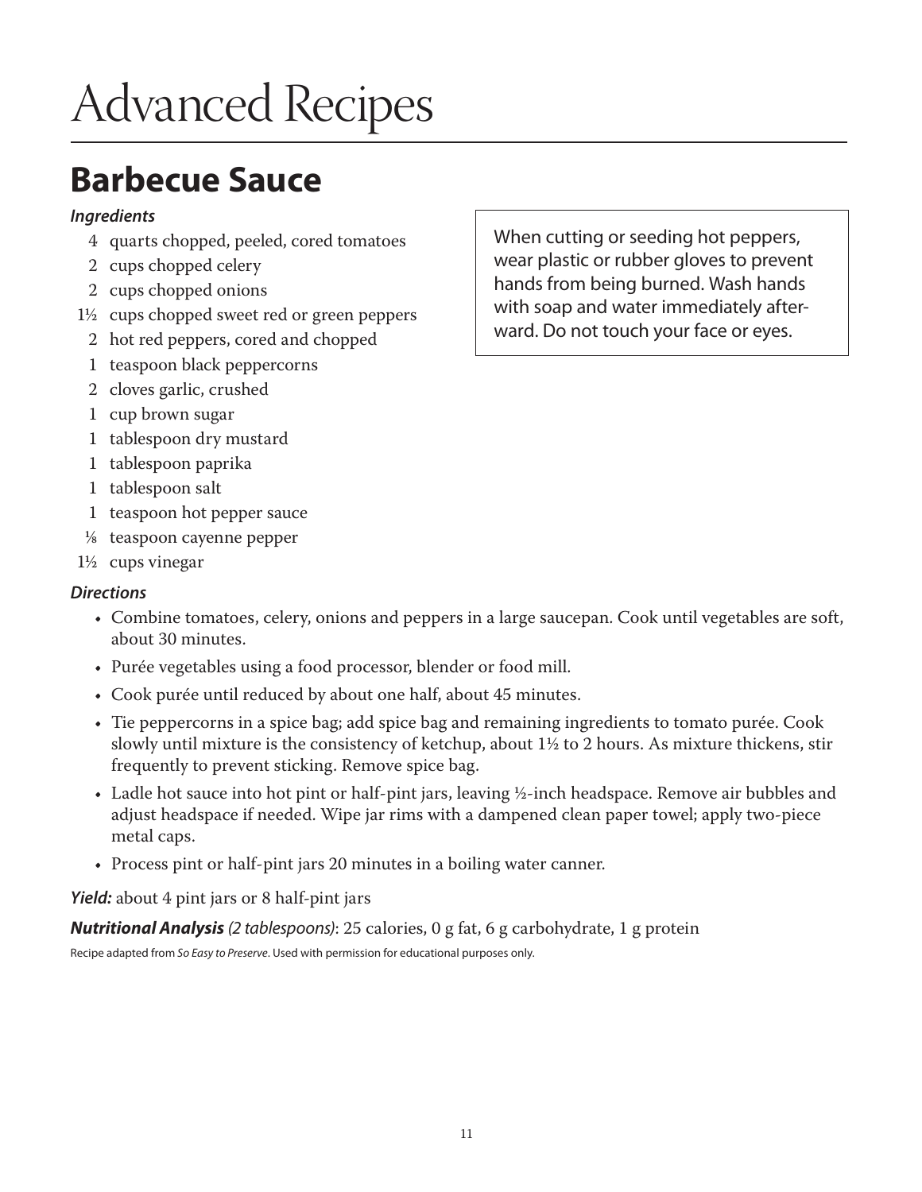# Advanced Recipes

## Barbecue Sauce

***Ingredients***

- 4 quarts chopped, peeled, cored tomatoes
- 2 cups chopped celery
- 2 cups chopped onions
- 1½ cups chopped sweet red or green peppers
- 2 hot red peppers, cored and chopped
- 1 teaspoon black peppercorns
- 2 cloves garlic, crushed
- 1 cup brown sugar
- 1 tablespoon dry mustard
- 1 tablespoon paprika
- 1 tablespoon salt
- 1 teaspoon hot pepper sauce
- ⅛ teaspoon cayenne pepper
- 1½ cups vinegar

When cutting or seeding hot peppers, wear plastic or rubber gloves to prevent hands from being burned. Wash hands with soap and water immediately afterward. Do not touch your face or eyes.

***Directions***

- Combine tomatoes, celery, onions and peppers in a large saucepan. Cook until vegetables are soft, about 30 minutes.
- Purée vegetables using a food processor, blender or food mill.
- Cook purée until reduced by about one half, about 45 minutes.
- Tie peppercorns in a spice bag; add spice bag and remaining ingredients to tomato purée. Cook slowly until mixture is the consistency of ketchup, about 1½ to 2 hours. As mixture thickens, stir frequently to prevent sticking. Remove spice bag.
- Ladle hot sauce into hot pint or half-pint jars, leaving ½-inch headspace. Remove air bubbles and adjust headspace if needed. Wipe jar rims with a dampened clean paper towel; apply two-piece metal caps.
- Process pint or half-pint jars 20 minutes in a boiling water canner.

***Yield:*** about 4 pint jars or 8 half-pint jars

***Nutritional Analysis*** *(2 tablespoons)*: 25 calories, 0 g fat, 6 g carbohydrate, 1 g protein

Recipe adapted from *So Easy to Preserve*. Used with permission for educational purposes only.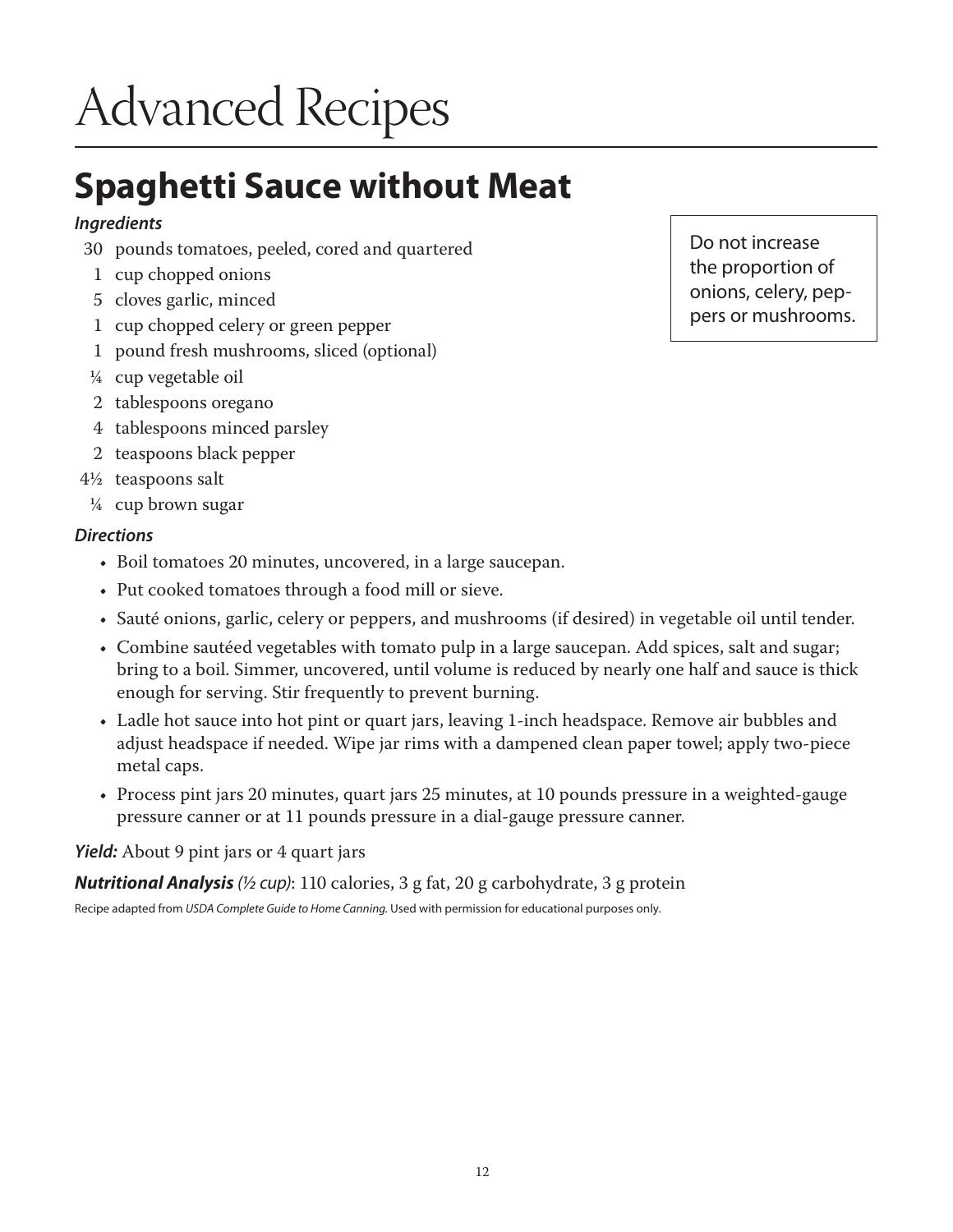# Advanced Recipes

## Spaghetti Sauce without Meat

***Ingredients***

- 30 pounds tomatoes, peeled, cored and quartered
- 1 cup chopped onions
- 5 cloves garlic, minced
- 1 cup chopped celery or green pepper
- 1 pound fresh mushrooms, sliced (optional)
- ¼ cup vegetable oil
- 2 tablespoons oregano
- 4 tablespoons minced parsley
- 2 teaspoons black pepper
- 4½ teaspoons salt
- ¼ cup brown sugar

Do not increase the proportion of onions, celery, peppers or mushrooms.

***Directions***

- Boil tomatoes 20 minutes, uncovered, in a large saucepan.
- Put cooked tomatoes through a food mill or sieve.
- Sauté onions, garlic, celery or peppers, and mushrooms (if desired) in vegetable oil until tender.
- Combine sautéed vegetables with tomato pulp in a large saucepan. Add spices, salt and sugar; bring to a boil. Simmer, uncovered, until volume is reduced by nearly one half and sauce is thick enough for serving. Stir frequently to prevent burning.
- Ladle hot sauce into hot pint or quart jars, leaving 1-inch headspace. Remove air bubbles and adjust headspace if needed. Wipe jar rims with a dampened clean paper towel; apply two-piece metal caps.
- Process pint jars 20 minutes, quart jars 25 minutes, at 10 pounds pressure in a weighted-gauge pressure canner or at 11 pounds pressure in a dial-gauge pressure canner.

***Yield:*** About 9 pint jars or 4 quart jars

***Nutritional Analysis** (½ cup)*: 110 calories, 3 g fat, 20 g carbohydrate, 3 g protein

Recipe adapted from *USDA Complete Guide to Home Canning.* Used with permission for educational purposes only.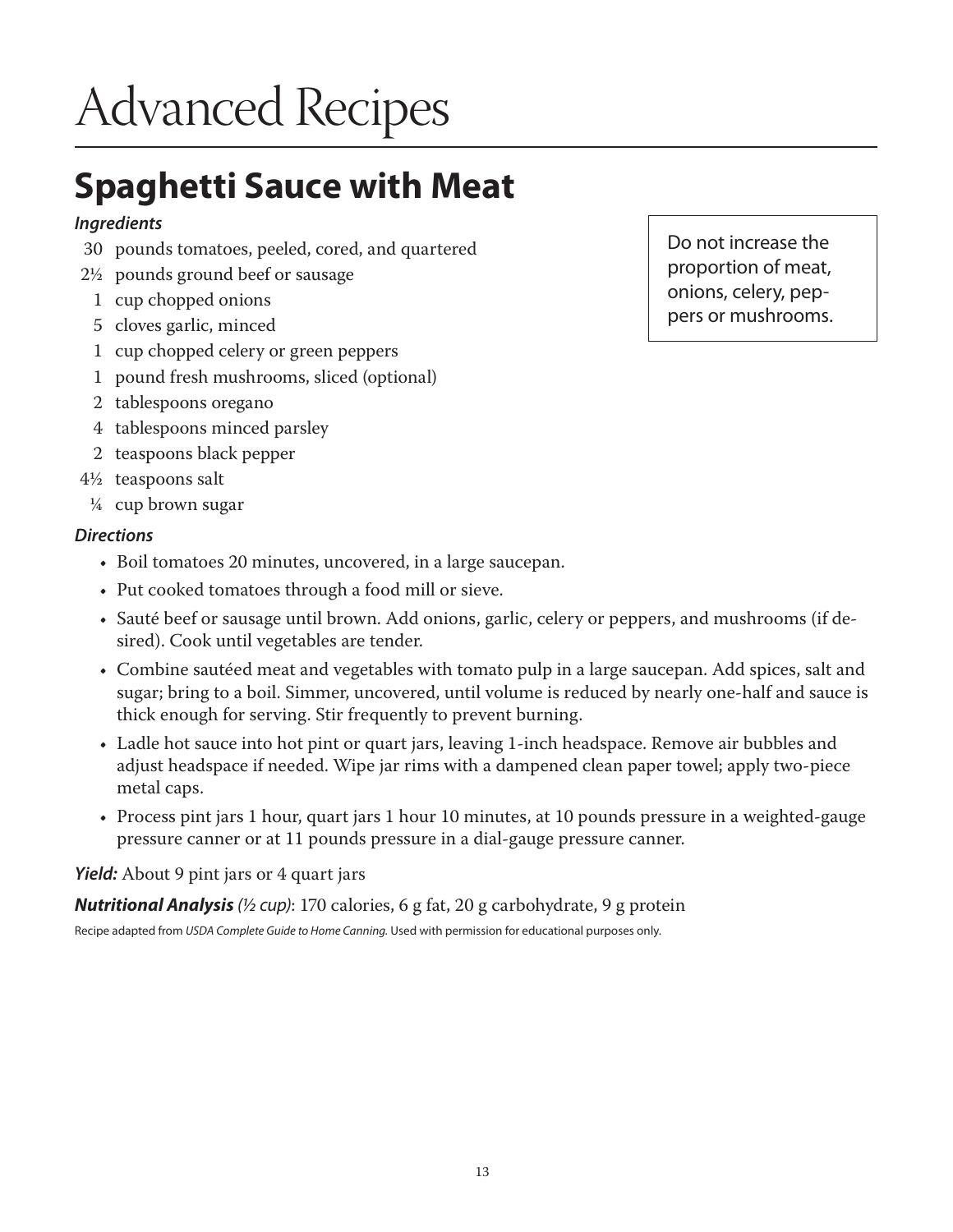# Advanced Recipes

## Spaghetti Sauce with Meat

***Ingredients***

- 30 pounds tomatoes, peeled, cored, and quartered
- 2½ pounds ground beef or sausage
- 1 cup chopped onions
- 5 cloves garlic, minced
- 1 cup chopped celery or green peppers
- 1 pound fresh mushrooms, sliced (optional)
- 2 tablespoons oregano
- 4 tablespoons minced parsley
- 2 teaspoons black pepper
- 4½ teaspoons salt
- ¼ cup brown sugar

> Do not increase the proportion of meat, onions, celery, peppers or mushrooms.

***Directions***

- Boil tomatoes 20 minutes, uncovered, in a large saucepan.
- Put cooked tomatoes through a food mill or sieve.
- Sauté beef or sausage until brown. Add onions, garlic, celery or peppers, and mushrooms (if desired). Cook until vegetables are tender.
- Combine sautéed meat and vegetables with tomato pulp in a large saucepan. Add spices, salt and sugar; bring to a boil. Simmer, uncovered, until volume is reduced by nearly one-half and sauce is thick enough for serving. Stir frequently to prevent burning.
- Ladle hot sauce into hot pint or quart jars, leaving 1-inch headspace. Remove air bubbles and adjust headspace if needed. Wipe jar rims with a dampened clean paper towel; apply two-piece metal caps.
- Process pint jars 1 hour, quart jars 1 hour 10 minutes, at 10 pounds pressure in a weighted-gauge pressure canner or at 11 pounds pressure in a dial-gauge pressure canner.

***Yield:*** About 9 pint jars or 4 quart jars

***Nutritional Analysis** (½ cup)*: 170 calories, 6 g fat, 20 g carbohydrate, 9 g protein

Recipe adapted from *USDA Complete Guide to Home Canning.* Used with permission for educational purposes only.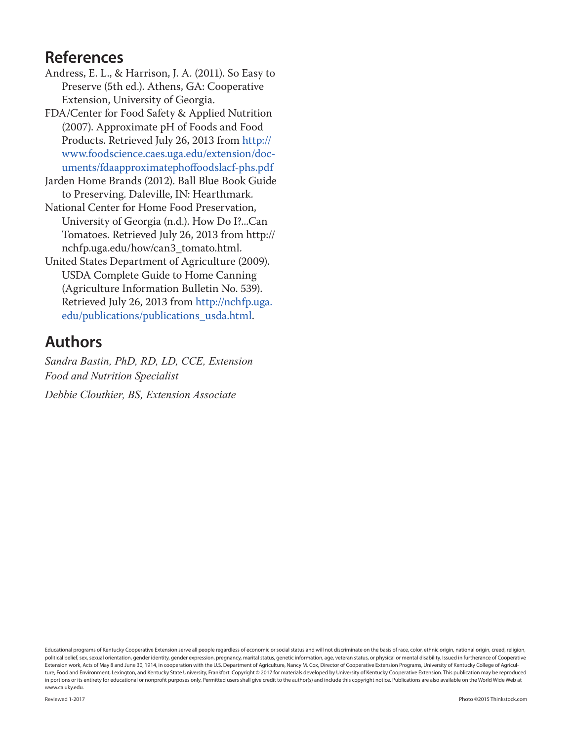## References

Andress, E. L., & Harrison, J. A. (2011). So Easy to Preserve (5th ed.). Athens, GA: Cooperative Extension, University of Georgia.

FDA/Center for Food Safety & Applied Nutrition (2007). Approximate pH of Foods and Food Products. Retrieved July 26, 2013 from http://www.foodscience.caes.uga.edu/extension/documents/fdaapproximatephoffoodslacf-phs.pdf

Jarden Home Brands (2012). Ball Blue Book Guide to Preserving. Daleville, IN: Hearthmark.

National Center for Home Food Preservation, University of Georgia (n.d.). How Do I?...Can Tomatoes. Retrieved July 26, 2013 from http://nchfp.uga.edu/how/can3_tomato.html.

United States Department of Agriculture (2009). USDA Complete Guide to Home Canning (Agriculture Information Bulletin No. 539). Retrieved July 26, 2013 from http://nchfp.uga.edu/publications/publications_usda.html.

## Authors

*Sandra Bastin, PhD, RD, LD, CCE, Extension Food and Nutrition Specialist*

*Debbie Clouthier, BS, Extension Associate*

Educational programs of Kentucky Cooperative Extension serve all people regardless of economic or social status and will not discriminate on the basis of race, color, ethnic origin, national origin, creed, religion, political belief, sex, sexual orientation, gender identity, gender expression, pregnancy, marital status, genetic information, age, veteran status, or physical or mental disability. Issued in furtherance of Cooperative Extension work, Acts of May 8 and June 30, 1914, in cooperation with the U.S. Department of Agriculture, Nancy M. Cox, Director of Cooperative Extension Programs, University of Kentucky College of Agriculture, Food and Environment, Lexington, and Kentucky State University, Frankfort. Copyright © 2017 for materials developed by University of Kentucky Cooperative Extension. This publication may be reproduced in portions or its entirety for educational or nonprofit purposes only. Permitted users shall give credit to the author(s) and include this copyright notice. Publications are also available on the World Wide Web at www.ca.uky.edu.

Reviewed 1-2017

Photo ©2015 Thinkstock.com